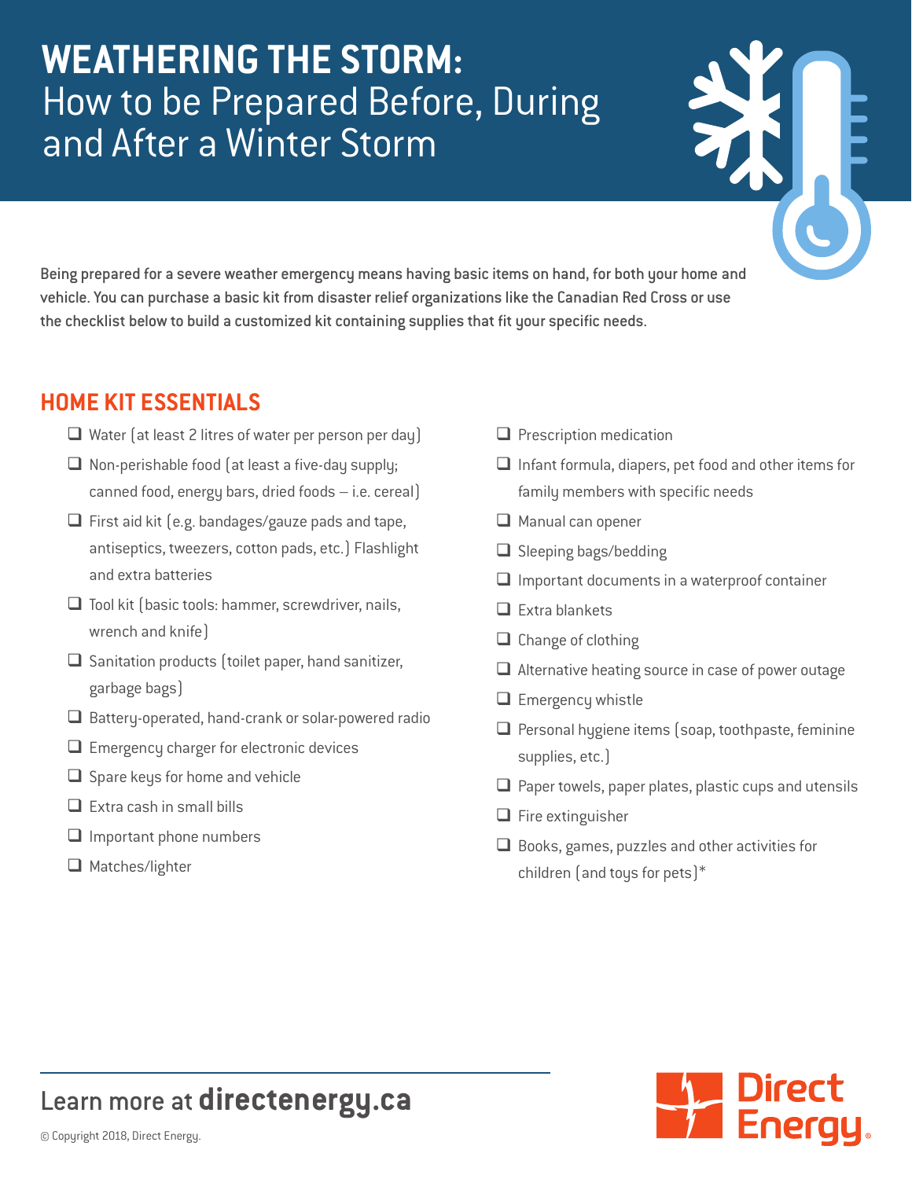# WEATHERING THE STORM: How to be Prepared Before, During and After a Winter Storm

Being prepared for a severe weather emergency means having basic items on hand, for both your home and vehicle. You can purchase a basic kit from disaster relief organizations like the Canadian Red Cross or use the checklist below to build a customized kit containing supplies that fit your specific needs.

## HOME KIT ESSENTIALS

- ❑ Water (at least 2 litres of water per person per day)
- ❑ Non-perishable food (at least a five-day supply; canned food, energy bars, dried foods – i.e. cereal)
- ❑ First aid kit (e.g. bandages/gauze pads and tape, antiseptics, tweezers, cotton pads, etc.) Flashlight and extra batteries
- ❑ Tool kit (basic tools: hammer, screwdriver, nails, wrench and knife)
- ❑ Sanitation products (toilet paper, hand sanitizer, garbage bags)
- ❑ Battery-operated, hand-crank or solar-powered radio
- ❑ Emergency charger for electronic devices
- ❑ Spare keys for home and vehicle
- ❑ Extra cash in small bills
- ❑ Important phone numbers
- ❑ Matches/lighter
- ❑ Prescription medication
- ❑ Infant formula, diapers, pet food and other items for family members with specific needs
- ❑ Manual can opener
- ❑ Sleeping bags/bedding
- ❑ Important documents in a waterproof container
- ❑ Extra blankets
- ❑ Change of clothing
- ❑ Alternative heating source in case of power outage
- ❑ Emergency whistle
- ❑ Personal hygiene items (soap, toothpaste, feminine supplies, etc.)
- ❑ Paper towels, paper plates, plastic cups and utensils
- ❑ Fire extinguisher
- ❑ Books, games, puzzles and other activities for children (and toys for pets)*

Learn more at **directenergy.ca**

© Copyright 2018, Direct Energy.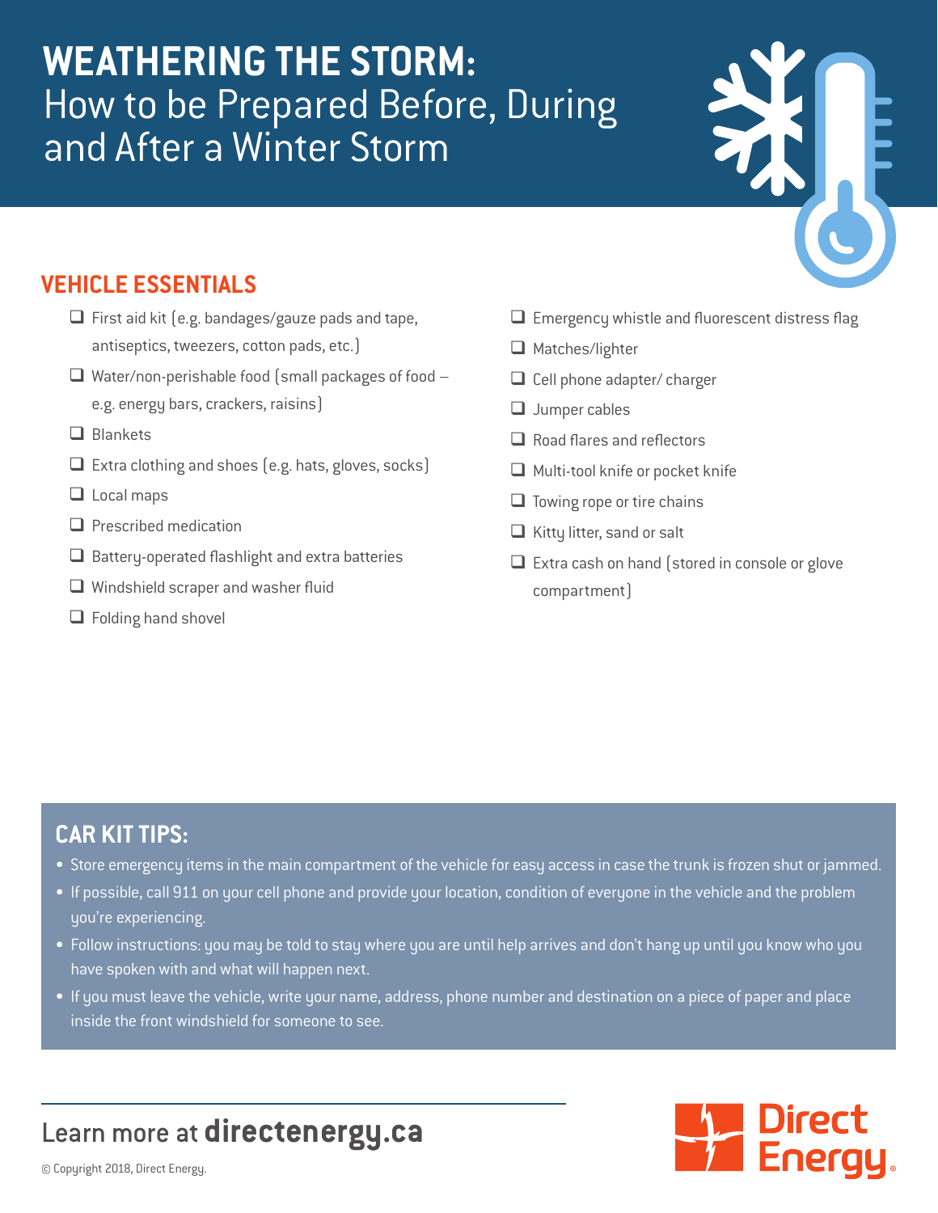# WEATHERING THE STORM:
How to be Prepared Before, During and After a Winter Storm

## VEHICLE ESSENTIALS

- ❑ First aid kit (e.g. bandages/gauze pads and tape, antiseptics, tweezers, cotton pads, etc.)
- ❑ Water/non-perishable food (small packages of food – e.g. energy bars, crackers, raisins)
- ❑ Blankets
- ❑ Extra clothing and shoes (e.g. hats, gloves, socks)
- ❑ Local maps
- ❑ Prescribed medication
- ❑ Battery-operated flashlight and extra batteries
- ❑ Windshield scraper and washer fluid
- ❑ Folding hand shovel
- ❑ Emergency whistle and fluorescent distress flag
- ❑ Matches/lighter
- ❑ Cell phone adapter/ charger
- ❑ Jumper cables
- ❑ Road flares and reflectors
- ❑ Multi-tool knife or pocket knife
- ❑ Towing rope or tire chains
- ❑ Kitty litter, sand or salt
- ❑ Extra cash on hand (stored in console or glove compartment)

## CAR KIT TIPS:

- Store emergency items in the main compartment of the vehicle for easy access in case the trunk is frozen shut or jammed.
- If possible, call 911 on your cell phone and provide your location, condition of everyone in the vehicle and the problem you're experiencing.
- Follow instructions: you may be told to stay where you are until help arrives and don't hang up until you know who you have spoken with and what will happen next.
- If you must leave the vehicle, write your name, address, phone number and destination on a piece of paper and place inside the front windshield for someone to see.

Learn more at **directenergy.ca**

© Copyright 2018, Direct Energy.

Direct Energy